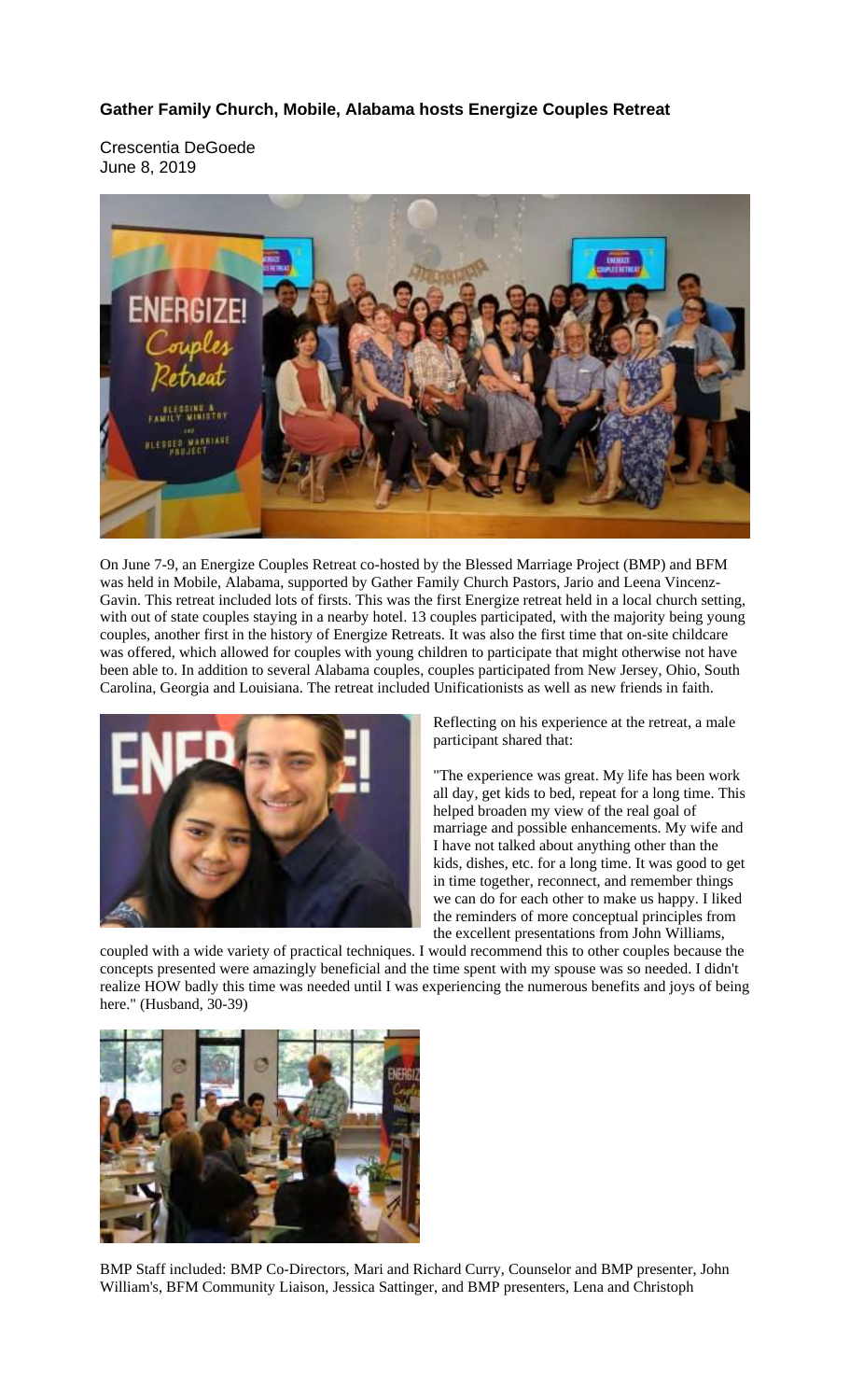**Gather Family Church, Mobile, Alabama hosts Energize Couples Retreat**

Crescentia DeGoede
June 8, 2019

On June 7-9, an Energize Couples Retreat co-hosted by the Blessed Marriage Project (BMP) and BFM was held in Mobile, Alabama, supported by Gather Family Church Pastors, Jario and Leena Vincenz-Gavin. This retreat included lots of firsts. This was the first Energize retreat held in a local church setting, with out of state couples staying in a nearby hotel. 13 couples participated, with the majority being young couples, another first in the history of Energize Retreats. It was also the first time that on-site childcare was offered, which allowed for couples with young children to participate that might otherwise not have been able to. In addition to several Alabama couples, couples participated from New Jersey, Ohio, South Carolina, Georgia and Louisiana. The retreat included Unificationists as well as new friends in faith.

Reflecting on his experience at the retreat, a male participant shared that:

"The experience was great. My life has been work all day, get kids to bed, repeat for a long time. This helped broaden my view of the real goal of marriage and possible enhancements. My wife and I have not talked about anything other than the kids, dishes, etc. for a long time. It was good to get in time together, reconnect, and remember things we can do for each other to make us happy. I liked the reminders of more conceptual principles from the excellent presentations from John Williams, coupled with a wide variety of practical techniques. I would recommend this to other couples because the concepts presented were amazingly beneficial and the time spent with my spouse was so needed. I didn't realize HOW badly this time was needed until I was experiencing the numerous benefits and joys of being here." (Husband, 30-39)

BMP Staff included: BMP Co-Directors, Mari and Richard Curry, Counselor and BMP presenter, John William's, BFM Community Liaison, Jessica Sattinger, and BMP presenters, Lena and Christoph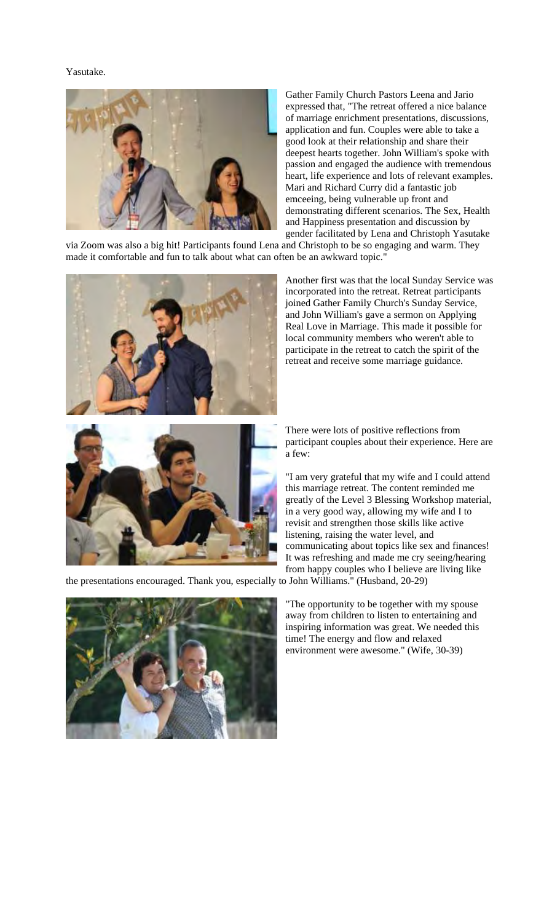Yasutake.

Gather Family Church Pastors Leena and Jario expressed that, "The retreat offered a nice balance of marriage enrichment presentations, discussions, application and fun. Couples were able to take a good look at their relationship and share their deepest hearts together. John William's spoke with passion and engaged the audience with tremendous heart, life experience and lots of relevant examples. Mari and Richard Curry did a fantastic job emceeing, being vulnerable up front and demonstrating different scenarios. The Sex, Health and Happiness presentation and discussion by gender facilitated by Lena and Christoph Yasutake via Zoom was also a big hit! Participants found Lena and Christoph to be so engaging and warm. They made it comfortable and fun to talk about what can often be an awkward topic."

Another first was that the local Sunday Service was incorporated into the retreat. Retreat participants joined Gather Family Church's Sunday Service, and John William's gave a sermon on Applying Real Love in Marriage. This made it possible for local community members who weren't able to participate in the retreat to catch the spirit of the retreat and receive some marriage guidance.

There were lots of positive reflections from participant couples about their experience. Here are a few:

"I am very grateful that my wife and I could attend this marriage retreat. The content reminded me greatly of the Level 3 Blessing Workshop material, in a very good way, allowing my wife and I to revisit and strengthen those skills like active listening, raising the water level, and communicating about topics like sex and finances! It was refreshing and made me cry seeing/hearing from happy couples who I believe are living like the presentations encouraged. Thank you, especially to John Williams." (Husband, 20-29)

"The opportunity to be together with my spouse away from children to listen to entertaining and inspiring information was great. We needed this time! The energy and flow and relaxed environment were awesome." (Wife, 30-39)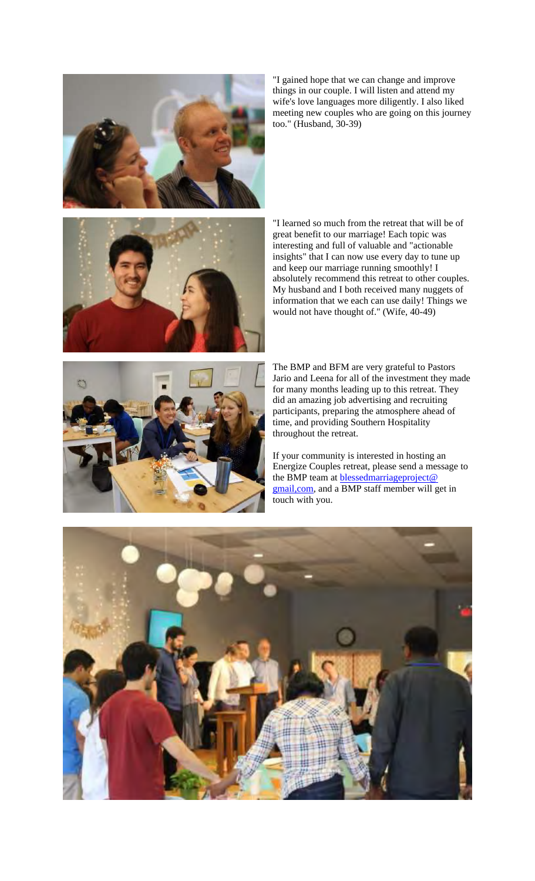"I gained hope that we can change and improve things in our couple. I will listen and attend my wife's love languages more diligently. I also liked meeting new couples who are going on this journey too." (Husband, 30-39)

"I learned so much from the retreat that will be of great benefit to our marriage! Each topic was interesting and full of valuable and "actionable insights" that I can now use every day to tune up and keep our marriage running smoothly! I absolutely recommend this retreat to other couples. My husband and I both received many nuggets of information that we each can use daily! Things we would not have thought of." (Wife, 40-49)

The BMP and BFM are very grateful to Pastors Jario and Leena for all of the investment they made for many months leading up to this retreat. They did an amazing job advertising and recruiting participants, preparing the atmosphere ahead of time, and providing Southern Hospitality throughout the retreat.

If your community is interested in hosting an Energize Couples retreat, please send a message to the BMP team at [blessedmarriageproject@gmail,com](mailto:blessedmarriageproject@gmail.com), and a BMP staff member will get in touch with you.